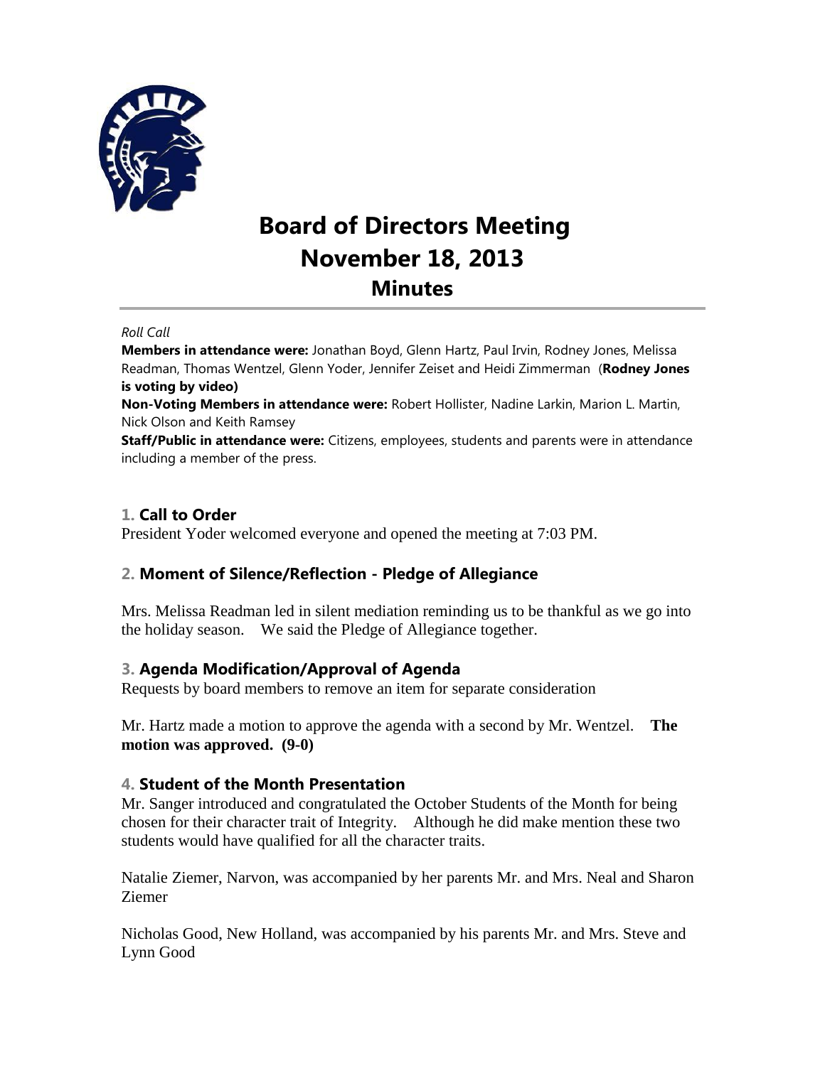# Board of Directors Meeting
## November 18, 2013
## Minutes

*Roll Call*

**Members in attendance were:** Jonathan Boyd, Glenn Hartz, Paul Irvin, Rodney Jones, Melissa Readman, Thomas Wentzel, Glenn Yoder, Jennifer Zeiset and Heidi Zimmerman (**Rodney Jones is voting by video)**

**Non-Voting Members in attendance were:** Robert Hollister, Nadine Larkin, Marion L. Martin, Nick Olson and Keith Ramsey

**Staff/Public in attendance were:** Citizens, employees, students and parents were in attendance including a member of the press.

### 1. Call to Order

President Yoder welcomed everyone and opened the meeting at 7:03 PM.

### 2. Moment of Silence/Reflection - Pledge of Allegiance

Mrs. Melissa Readman led in silent mediation reminding us to be thankful as we go into the holiday season. We said the Pledge of Allegiance together.

### 3. Agenda Modification/Approval of Agenda

Requests by board members to remove an item for separate consideration

Mr. Hartz made a motion to approve the agenda with a second by Mr. Wentzel. **The motion was approved. (9-0)**

### 4. Student of the Month Presentation

Mr. Sanger introduced and congratulated the October Students of the Month for being chosen for their character trait of Integrity. Although he did make mention these two students would have qualified for all the character traits.

Natalie Ziemer, Narvon, was accompanied by her parents Mr. and Mrs. Neal and Sharon Ziemer

Nicholas Good, New Holland, was accompanied by his parents Mr. and Mrs. Steve and Lynn Good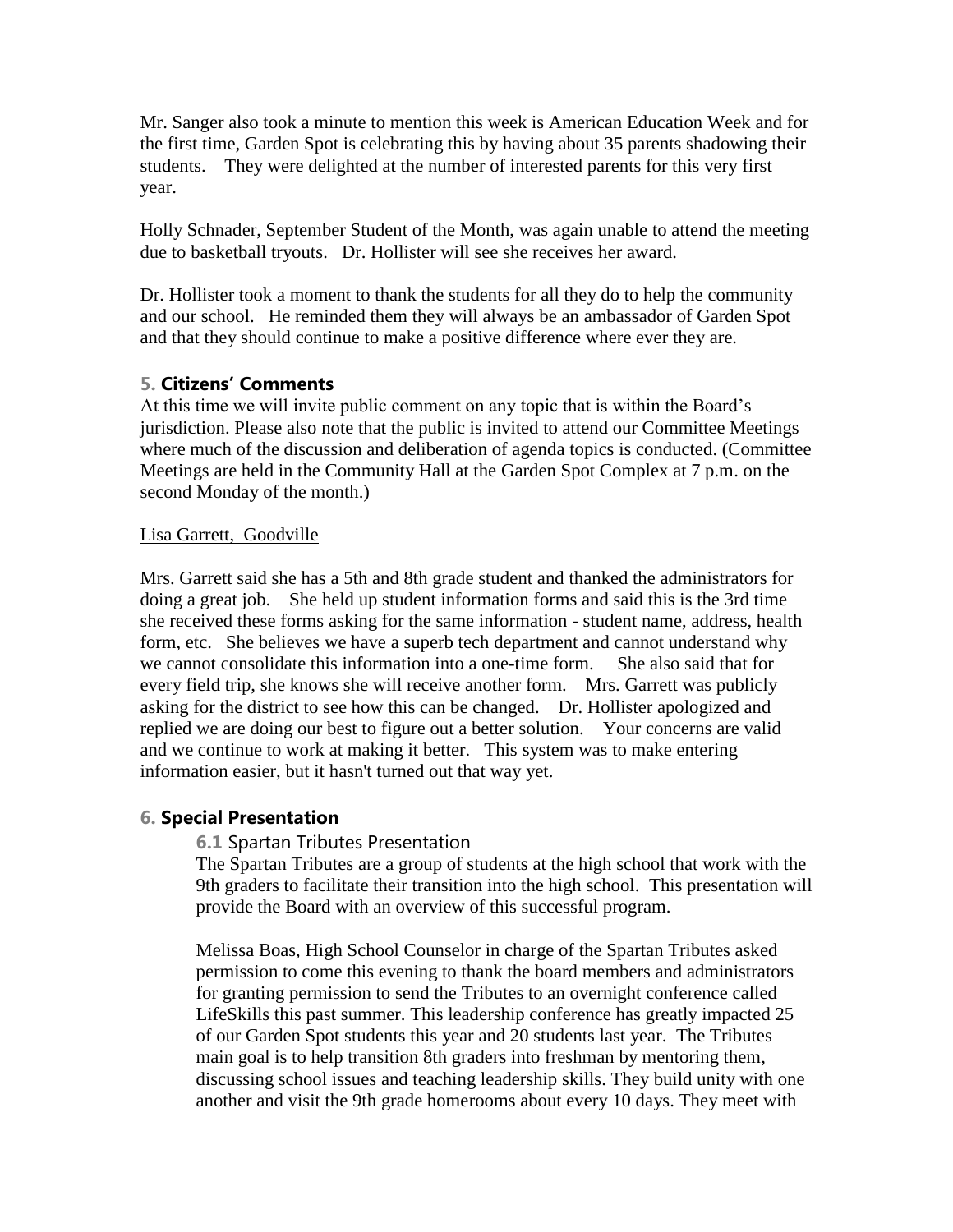Mr. Sanger also took a minute to mention this week is American Education Week and for the first time, Garden Spot is celebrating this by having about 35 parents shadowing their students. They were delighted at the number of interested parents for this very first year.

Holly Schnader, September Student of the Month, was again unable to attend the meeting due to basketball tryouts. Dr. Hollister will see she receives her award.

Dr. Hollister took a moment to thank the students for all they do to help the community and our school. He reminded them they will always be an ambassador of Garden Spot and that they should continue to make a positive difference where ever they are.

## 5. Citizens' Comments

At this time we will invite public comment on any topic that is within the Board's jurisdiction. Please also note that the public is invited to attend our Committee Meetings where much of the discussion and deliberation of agenda topics is conducted. (Committee Meetings are held in the Community Hall at the Garden Spot Complex at 7 p.m. on the second Monday of the month.)

Lisa Garrett, Goodville

Mrs. Garrett said she has a 5th and 8th grade student and thanked the administrators for doing a great job. She held up student information forms and said this is the 3rd time she received these forms asking for the same information - student name, address, health form, etc. She believes we have a superb tech department and cannot understand why we cannot consolidate this information into a one-time form. She also said that for every field trip, she knows she will receive another form. Mrs. Garrett was publicly asking for the district to see how this can be changed. Dr. Hollister apologized and replied we are doing our best to figure out a better solution. Your concerns are valid and we continue to work at making it better. This system was to make entering information easier, but it hasn't turned out that way yet.

## 6. Special Presentation

### 6.1 Spartan Tributes Presentation

The Spartan Tributes are a group of students at the high school that work with the 9th graders to facilitate their transition into the high school. This presentation will provide the Board with an overview of this successful program.

Melissa Boas, High School Counselor in charge of the Spartan Tributes asked permission to come this evening to thank the board members and administrators for granting permission to send the Tributes to an overnight conference called LifeSkills this past summer. This leadership conference has greatly impacted 25 of our Garden Spot students this year and 20 students last year. The Tributes main goal is to help transition 8th graders into freshman by mentoring them, discussing school issues and teaching leadership skills. They build unity with one another and visit the 9th grade homerooms about every 10 days. They meet with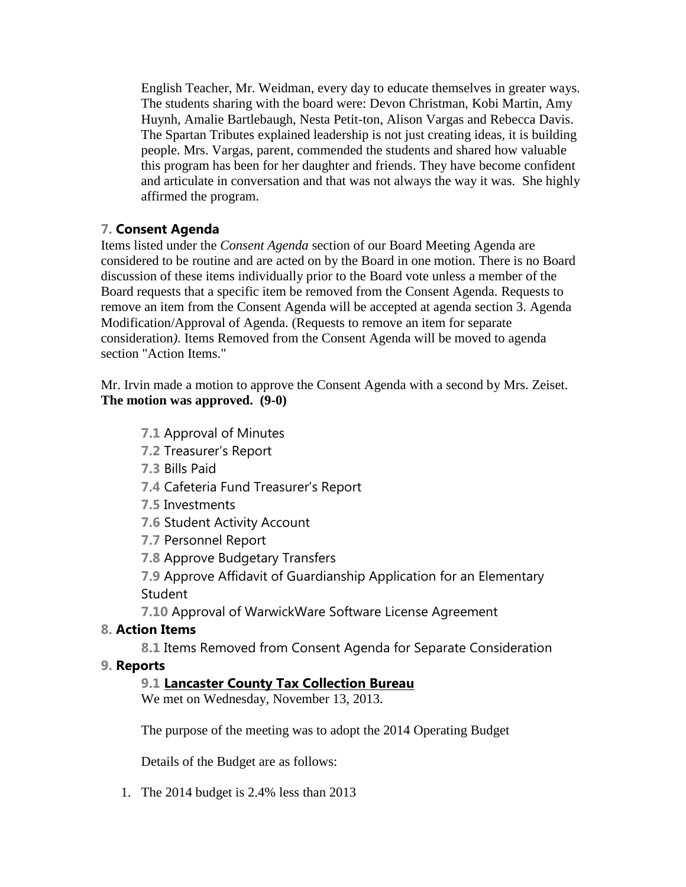English Teacher, Mr. Weidman, every day to educate themselves in greater ways. The students sharing with the board were: Devon Christman, Kobi Martin, Amy Huynh, Amalie Bartlebaugh, Nesta Petit-ton, Alison Vargas and Rebecca Davis. The Spartan Tributes explained leadership is not just creating ideas, it is building people. Mrs. Vargas, parent, commended the students and shared how valuable this program has been for her daughter and friends. They have become confident and articulate in conversation and that was not always the way it was. She highly affirmed the program.

## 7. Consent Agenda

Items listed under the *Consent Agenda* section of our Board Meeting Agenda are considered to be routine and are acted on by the Board in one motion. There is no Board discussion of these items individually prior to the Board vote unless a member of the Board requests that a specific item be removed from the Consent Agenda. Requests to remove an item from the Consent Agenda will be accepted at agenda section 3. Agenda Modification/Approval of Agenda. (Requests to remove an item for separate consideration*).* Items Removed from the Consent Agenda will be moved to agenda section "Action Items."

Mr. Irvin made a motion to approve the Consent Agenda with a second by Mrs. Zeiset. **The motion was approved. (9-0)**

- **7.1** Approval of Minutes
- **7.2** Treasurer's Report
- **7.3** Bills Paid
- **7.4** Cafeteria Fund Treasurer's Report
- **7.5** Investments
- **7.6** Student Activity Account
- **7.7** Personnel Report
- **7.8** Approve Budgetary Transfers
- **7.9** Approve Affidavit of Guardianship Application for an Elementary Student
- **7.10** Approval of WarwickWare Software License Agreement

## 8. Action Items

- **8.1** Items Removed from Consent Agenda for Separate Consideration

## 9. Reports

### 9.1 Lancaster County Tax Collection Bureau

We met on Wednesday, November 13, 2013.

The purpose of the meeting was to adopt the 2014 Operating Budget

Details of the Budget are as follows:

1. The 2014 budget is 2.4% less than 2013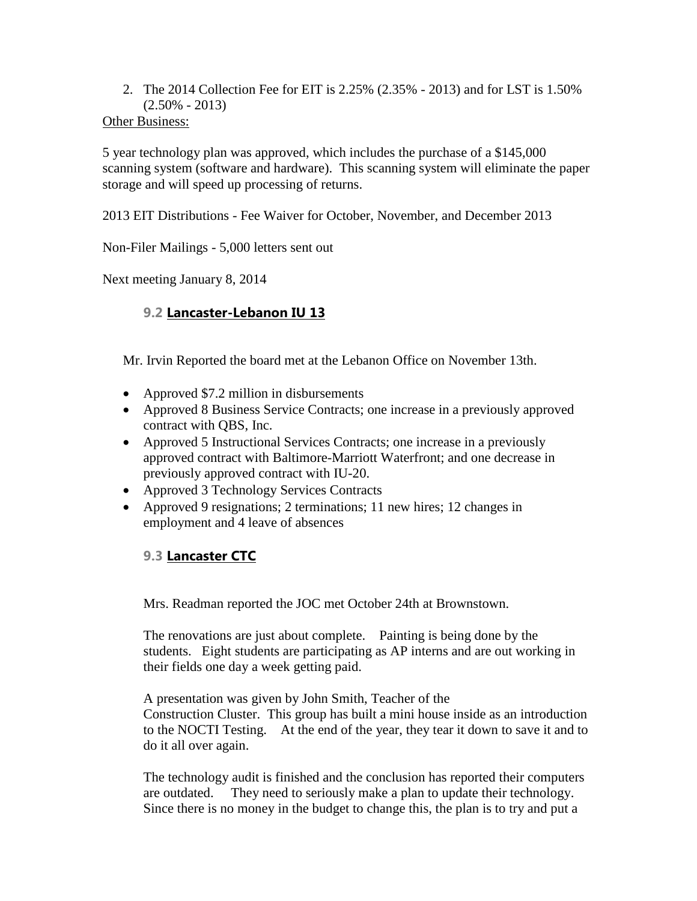2. The 2014 Collection Fee for EIT is 2.25% (2.35% - 2013) and for LST is 1.50% (2.50% - 2013)

Other Business:

5 year technology plan was approved, which includes the purchase of a $145,000 scanning system (software and hardware). This scanning system will eliminate the paper storage and will speed up processing of returns.

2013 EIT Distributions - Fee Waiver for October, November, and December 2013

Non-Filer Mailings - 5,000 letters sent out

Next meeting January 8, 2014

### 9.2 Lancaster-Lebanon IU 13

Mr. Irvin Reported the board met at the Lebanon Office on November 13th.

- Approved $7.2 million in disbursements
- Approved 8 Business Service Contracts; one increase in a previously approved contract with QBS, Inc.
- Approved 5 Instructional Services Contracts; one increase in a previously approved contract with Baltimore-Marriott Waterfront; and one decrease in previously approved contract with IU-20.
- Approved 3 Technology Services Contracts
- Approved 9 resignations; 2 terminations; 11 new hires; 12 changes in employment and 4 leave of absences

### 9.3 Lancaster CTC

Mrs. Readman reported the JOC met October 24th at Brownstown.

The renovations are just about complete. Painting is being done by the students. Eight students are participating as AP interns and are out working in their fields one day a week getting paid.

A presentation was given by John Smith, Teacher of the Construction Cluster. This group has built a mini house inside as an introduction to the NOCTI Testing. At the end of the year, they tear it down to save it and to do it all over again.

The technology audit is finished and the conclusion has reported their computers are outdated. They need to seriously make a plan to update their technology. Since there is no money in the budget to change this, the plan is to try and put a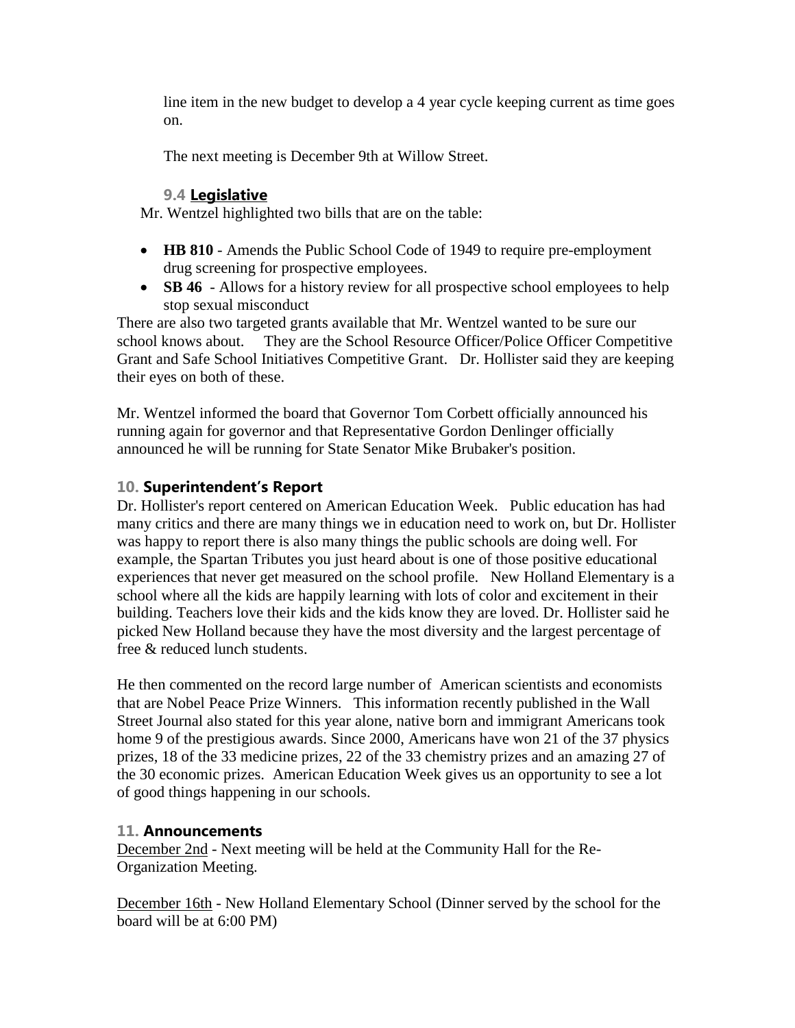line item in the new budget to develop a 4 year cycle keeping current as time goes on.

The next meeting is December 9th at Willow Street.

### 9.4 Legislative

Mr. Wentzel highlighted two bills that are on the table:

- **HB 810** - Amends the Public School Code of 1949 to require pre-employment drug screening for prospective employees.
- **SB 46** - Allows for a history review for all prospective school employees to help stop sexual misconduct

There are also two targeted grants available that Mr. Wentzel wanted to be sure our school knows about. They are the School Resource Officer/Police Officer Competitive Grant and Safe School Initiatives Competitive Grant. Dr. Hollister said they are keeping their eyes on both of these.

Mr. Wentzel informed the board that Governor Tom Corbett officially announced his running again for governor and that Representative Gordon Denlinger officially announced he will be running for State Senator Mike Brubaker's position.

## 10. Superintendent's Report

Dr. Hollister's report centered on American Education Week. Public education has had many critics and there are many things we in education need to work on, but Dr. Hollister was happy to report there is also many things the public schools are doing well. For example, the Spartan Tributes you just heard about is one of those positive educational experiences that never get measured on the school profile. New Holland Elementary is a school where all the kids are happily learning with lots of color and excitement in their building. Teachers love their kids and the kids know they are loved. Dr. Hollister said he picked New Holland because they have the most diversity and the largest percentage of free & reduced lunch students.

He then commented on the record large number of American scientists and economists that are Nobel Peace Prize Winners. This information recently published in the Wall Street Journal also stated for this year alone, native born and immigrant Americans took home 9 of the prestigious awards. Since 2000, Americans have won 21 of the 37 physics prizes, 18 of the 33 medicine prizes, 22 of the 33 chemistry prizes and an amazing 27 of the 30 economic prizes. American Education Week gives us an opportunity to see a lot of good things happening in our schools.

## 11. Announcements

December 2nd - Next meeting will be held at the Community Hall for the Re-Organization Meeting.

December 16th - New Holland Elementary School (Dinner served by the school for the board will be at 6:00 PM)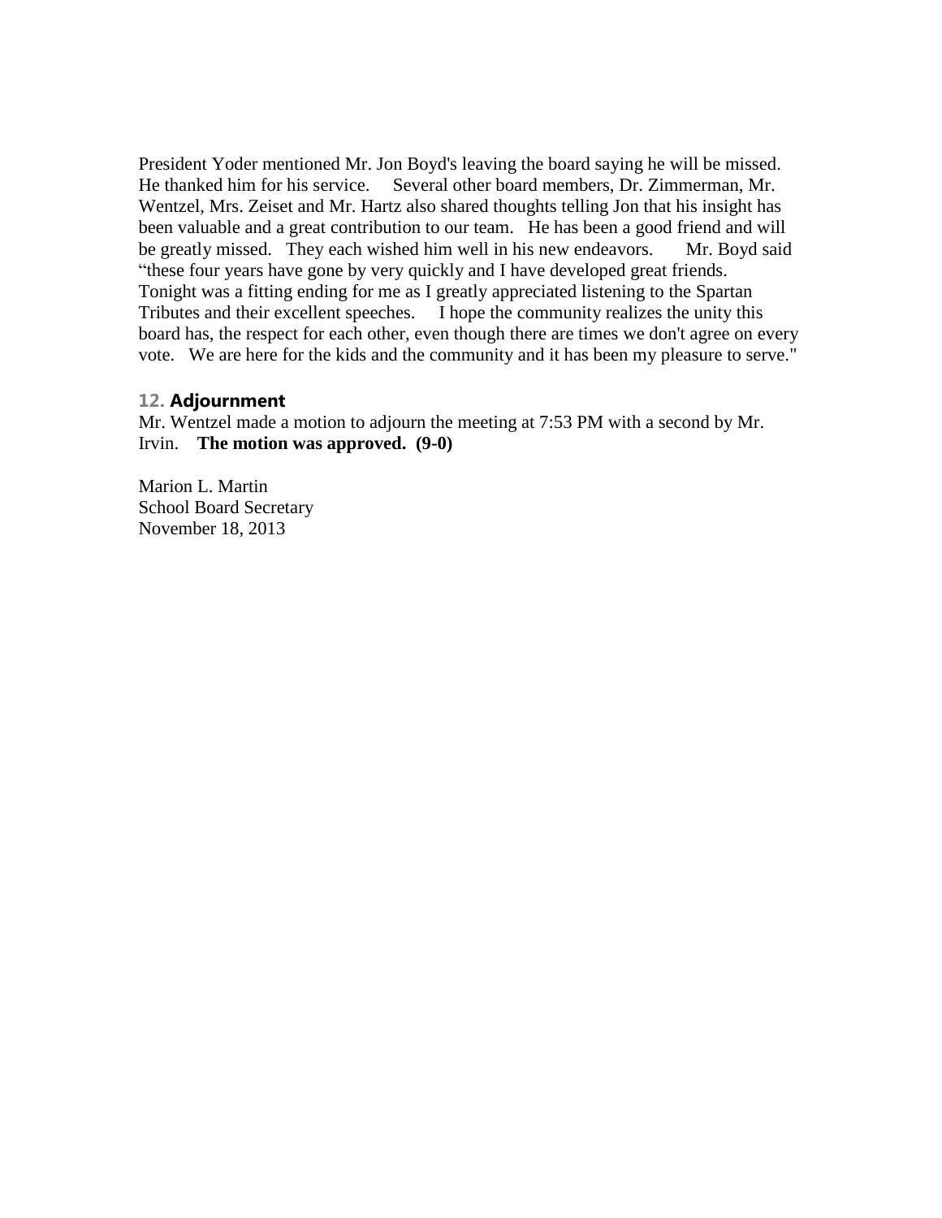President Yoder mentioned Mr. Jon Boyd's leaving the board saying he will be missed. He thanked him for his service. Several other board members, Dr. Zimmerman, Mr. Wentzel, Mrs. Zeiset and Mr. Hartz also shared thoughts telling Jon that his insight has been valuable and a great contribution to our team. He has been a good friend and will be greatly missed. They each wished him well in his new endeavors. Mr. Boyd said "these four years have gone by very quickly and I have developed great friends. Tonight was a fitting ending for me as I greatly appreciated listening to the Spartan Tributes and their excellent speeches. I hope the community realizes the unity this board has, the respect for each other, even though there are times we don't agree on every vote. We are here for the kids and the community and it has been my pleasure to serve."

## 12. Adjournment

Mr. Wentzel made a motion to adjourn the meeting at 7:53 PM with a second by Mr. Irvin. **The motion was approved. (9-0)**

Marion L. Martin
School Board Secretary
November 18, 2013